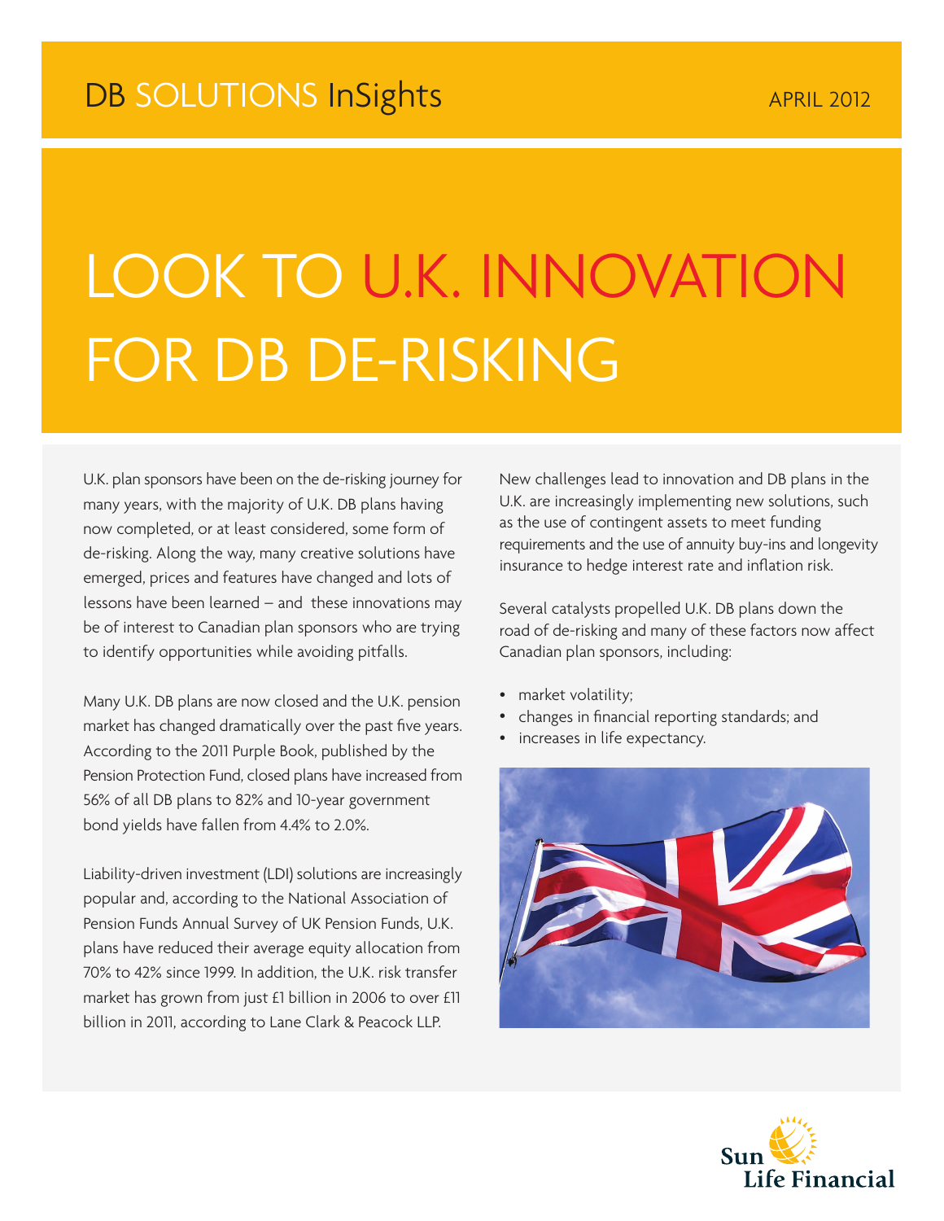DB SOLUTIONS InSights

APRIL 2012

# LOOK TO U.K. INNOVATION FOR DB DE-RISKING

U.K. plan sponsors have been on the de-risking journey for many years, with the majority of U.K. DB plans having now completed, or at least considered, some form of de-risking. Along the way, many creative solutions have emerged, prices and features have changed and lots of lessons have been learned – and these innovations may be of interest to Canadian plan sponsors who are trying to identify opportunities while avoiding pitfalls.

Many U.K. DB plans are now closed and the U.K. pension market has changed dramatically over the past five years. According to the 2011 Purple Book, published by the Pension Protection Fund, closed plans have increased from 56% of all DB plans to 82% and 10-year government bond yields have fallen from 4.4% to 2.0%.

Liability-driven investment (LDI) solutions are increasingly popular and, according to the National Association of Pension Funds Annual Survey of UK Pension Funds, U.K. plans have reduced their average equity allocation from 70% to 42% since 1999. In addition, the U.K. risk transfer market has grown from just £1 billion in 2006 to over £11 billion in 2011, according to Lane Clark & Peacock LLP.

New challenges lead to innovation and DB plans in the U.K. are increasingly implementing new solutions, such as the use of contingent assets to meet funding requirements and the use of annuity buy-ins and longevity insurance to hedge interest rate and inflation risk.

Several catalysts propelled U.K. DB plans down the road of de-risking and many of these factors now affect Canadian plan sponsors, including:

- market volatility;
- changes in financial reporting standards; and
- increases in life expectancy.

Sun Life Financial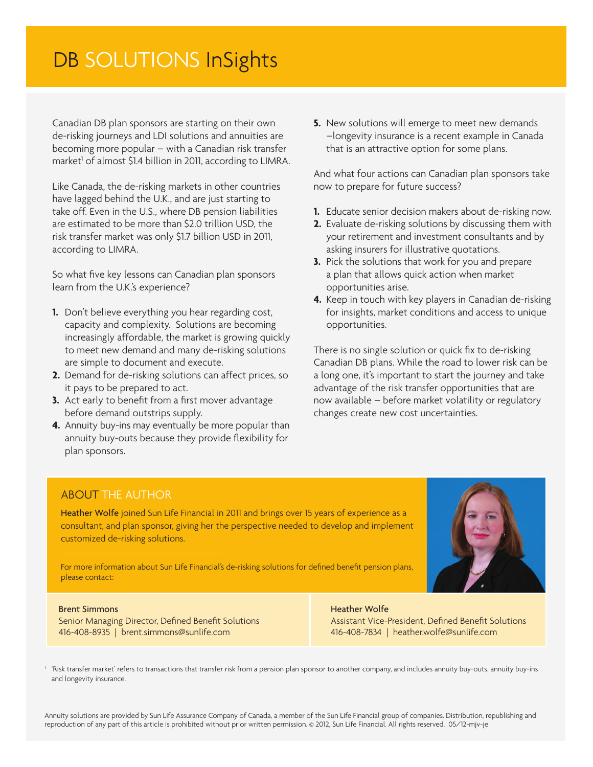# DB SOLUTIONS InSights

Canadian DB plan sponsors are starting on their own de-risking journeys and LDI solutions and annuities are becoming more popular – with a Canadian risk transfer market[1] of almost $1.4 billion in 2011, according to LIMRA.

Like Canada, the de-risking markets in other countries have lagged behind the U.K., and are just starting to take off. Even in the U.S., where DB pension liabilities are estimated to be more than $2.0 trillion USD, the risk transfer market was only $1.7 billion USD in 2011, according to LIMRA.

So what five key lessons can Canadian plan sponsors learn from the U.K.'s experience?

1. Don't believe everything you hear regarding cost, capacity and complexity. Solutions are becoming increasingly affordable, the market is growing quickly to meet new demand and many de-risking solutions are simple to document and execute.
2. Demand for de-risking solutions can affect prices, so it pays to be prepared to act.
3. Act early to benefit from a first mover advantage before demand outstrips supply.
4. Annuity buy-ins may eventually be more popular than annuity buy-outs because they provide flexibility for plan sponsors.
5. New solutions will emerge to meet new demands –longevity insurance is a recent example in Canada that is an attractive option for some plans.

And what four actions can Canadian plan sponsors take now to prepare for future success?

1. Educate senior decision makers about de-risking now.
2. Evaluate de-risking solutions by discussing them with your retirement and investment consultants and by asking insurers for illustrative quotations.
3. Pick the solutions that work for you and prepare a plan that allows quick action when market opportunities arise.
4. Keep in touch with key players in Canadian de-risking for insights, market conditions and access to unique opportunities.

There is no single solution or quick fix to de-risking Canadian DB plans. While the road to lower risk can be a long one, it's important to start the journey and take advantage of the risk transfer opportunities that are now available – before market volatility or regulatory changes create new cost uncertainties.

## ABOUT THE AUTHOR

**Heather Wolfe** joined Sun Life Financial in 2011 and brings over 15 years of experience as a consultant, and plan sponsor, giving her the perspective needed to develop and implement customized de-risking solutions.

For more information about Sun Life Financial's de-risking solutions for defined benefit pension plans, please contact:

**Brent Simmons**
Senior Managing Director, Defined Benefit Solutions
416-408-8935 | brent.simmons@sunlife.com

**Heather Wolfe**
Assistant Vice-President, Defined Benefit Solutions
416-408-7834 | heather.wolfe@sunlife.com

[1] 'Risk transfer market' refers to transactions that transfer risk from a pension plan sponsor to another company, and includes annuity buy-outs, annuity buy-ins and longevity insurance.

Annuity solutions are provided by Sun Life Assurance Company of Canada, a member of the Sun Life Financial group of companies. Distribution, republishing and reproduction of any part of this article is prohibited without prior written permission. © 2012, Sun Life Financial. All rights reserved. 05/12-mjv-je